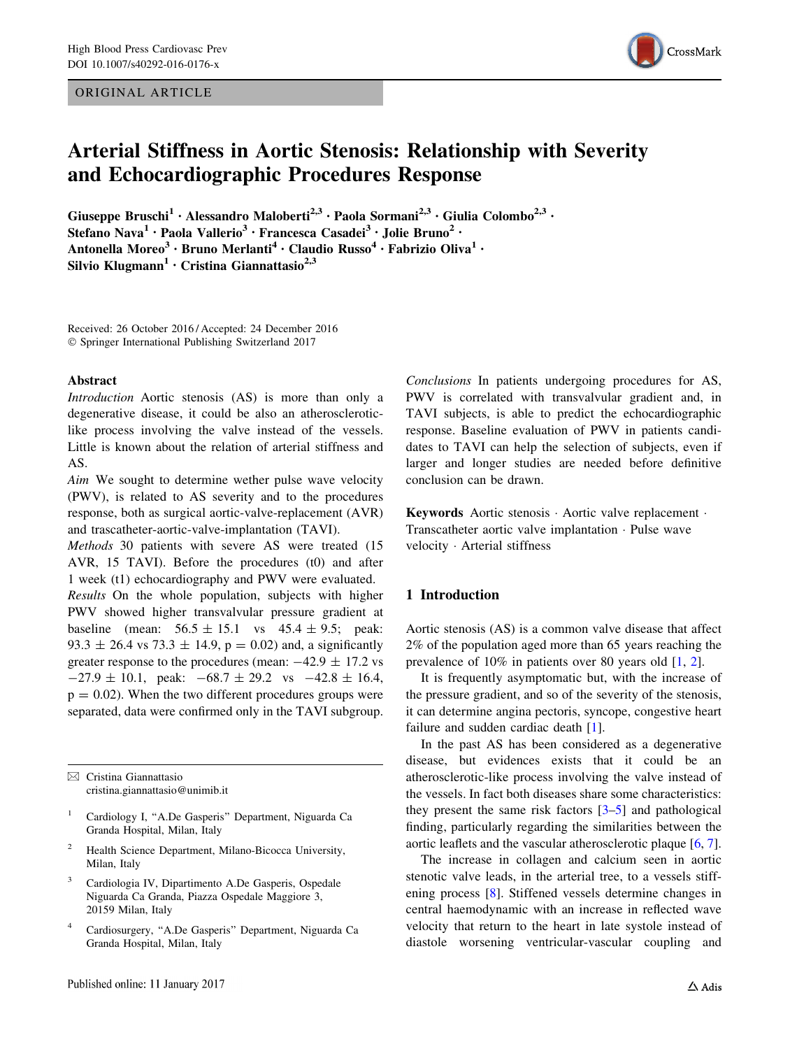ORIGINAL ARTICLE

# Arterial Stiffness in Aortic Stenosis: Relationship with Severity and Echocardiographic Procedures Response

**Giuseppe Bruschi[1] · Alessandro Maloberti[2,3] · Paola Sormani[2,3] · Giulia Colombo[2,3] · Stefano Nava[1] · Paola Vallerio[3] · Francesca Casadei[3] · Jolie Bruno[2] · Antonella Moreo[3] · Bruno Merlanti[4] · Claudio Russo[4] · Fabrizio Oliva[1] · Silvio Klugmann[1] · Cristina Giannattasio[2,3]**

Received: 26 October 2016 / Accepted: 24 December 2016
© Springer International Publishing Switzerland 2017

## Abstract

*Introduction* Aortic stenosis (AS) is more than only a degenerative disease, it could be also an atherosclerotic-like process involving the valve instead of the vessels. Little is known about the relation of arterial stiffness and AS.

*Aim* We sought to determine wether pulse wave velocity (PWV), is related to AS severity and to the procedures response, both as surgical aortic-valve-replacement (AVR) and trascatheter-aortic-valve-implantation (TAVI).

*Methods* 30 patients with severe AS were treated (15 AVR, 15 TAVI). Before the procedures (t0) and after 1 week (t1) echocardiography and PWV were evaluated.

*Results* On the whole population, subjects with higher PWV showed higher transvalvular pressure gradient at baseline (mean: $56.5 \pm 15.1$ vs $45.4 \pm 9.5$; peak: $93.3 \pm 26.4$ vs $73.3 \pm 14.9$, $p = 0.02$) and, a significantly greater response to the procedures (mean: $-42.9 \pm 17.2$ vs $-27.9 \pm 10.1$, peak: $-68.7 \pm 29.2$ vs $-42.8 \pm 16.4$, $p = 0.02$). When the two different procedures groups were separated, data were confirmed only in the TAVI subgroup.

*Conclusions* In patients undergoing procedures for AS, PWV is correlated with transvalvular pressure gradient and, in TAVI subjects, is able to predict the echocardiographic response. Baseline evaluation of PWV in patients candidates to TAVI can help the selection of subjects, even if larger and longer studies are needed before definitive conclusion can be drawn.

**Keywords** Aortic stenosis · Aortic valve replacement · Transcatheter aortic valve implantation · Pulse wave velocity · Arterial stiffness

✉ Cristina Giannattasio
cristina.giannattasio@unimib.it

[1] Cardiology I, "A.De Gasperis" Department, Niguarda Ca Granda Hospital, Milan, Italy

[2] Health Science Department, Milano-Bicocca University, Milan, Italy

[3] Cardiologia IV, Dipartimento A.De Gasperis, Ospedale Niguarda Ca Granda, Piazza Ospedale Maggiore 3, 20159 Milan, Italy

[4] Cardiosurgery, "A.De Gasperis" Department, Niguarda Ca Granda Hospital, Milan, Italy

## 1 Introduction

Aortic stenosis (AS) is a common valve disease that affect 2% of the population aged more than 65 years reaching the prevalence of 10% in patients over 80 years old [1, 2].

It is frequently asymptomatic but, with the increase of the pressure gradient, and so of the severity of the stenosis, it can determine angina pectoris, syncope, congestive heart failure and sudden cardiac death [1].

In the past AS has been considered as a degenerative disease, but evidences exists that it could be an atherosclerotic-like process involving the valve instead of the vessels. In fact both diseases share some characteristics: they present the same risk factors [3–5] and pathological finding, particularly regarding the similarities between the aortic leaflets and the vascular atherosclerotic plaque [6, 7].

The increase in collagen and calcium seen in aortic stenotic valve leads, in the arterial tree, to a vessels stiffening process [8]. Stiffened vessels determine changes in central haemodynamic with an increase in reflected wave velocity that return to the heart in late systole instead of diastole worsening ventricular-vascular coupling and

Published online: 11 January 2017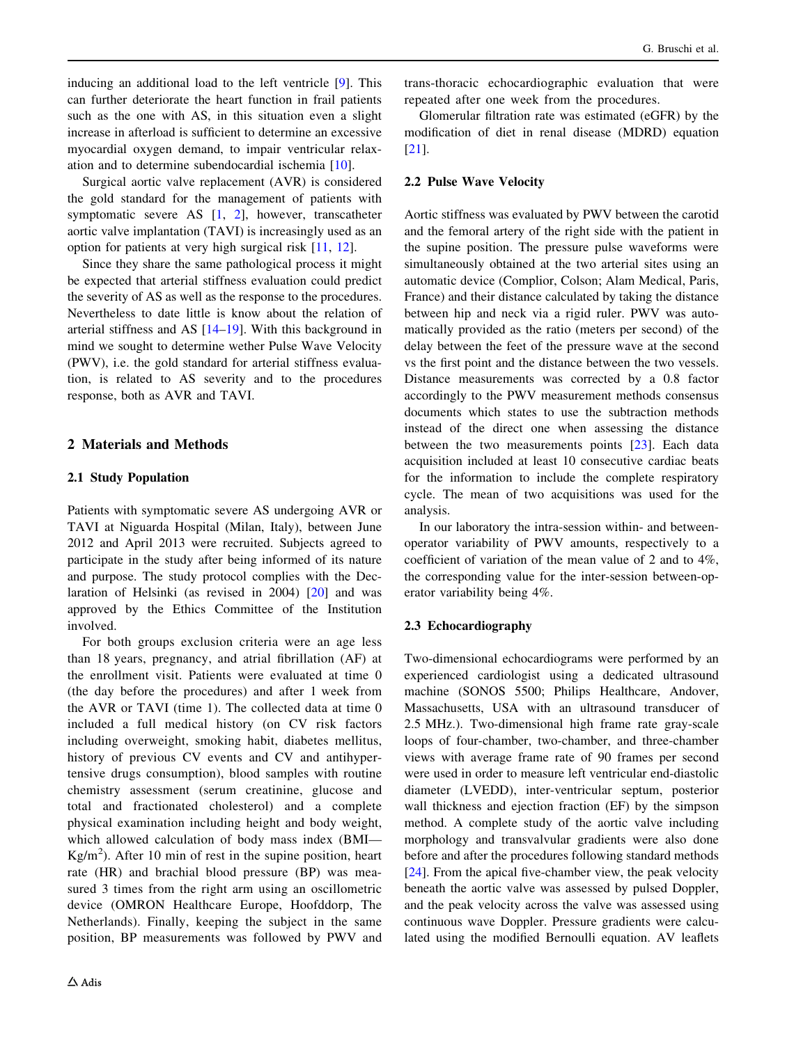inducing an additional load to the left ventricle [9]. This can further deteriorate the heart function in frail patients such as the one with AS, in this situation even a slight increase in afterload is sufficient to determine an excessive myocardial oxygen demand, to impair ventricular relaxation and to determine subendocardial ischemia [10].

Surgical aortic valve replacement (AVR) is considered the gold standard for the management of patients with symptomatic severe AS [1, 2], however, transcatheter aortic valve implantation (TAVI) is increasingly used as an option for patients at very high surgical risk [11, 12].

Since they share the same pathological process it might be expected that arterial stiffness evaluation could predict the severity of AS as well as the response to the procedures. Nevertheless to date little is know about the relation of arterial stiffness and AS [14–19]. With this background in mind we sought to determine wether Pulse Wave Velocity (PWV), i.e. the gold standard for arterial stiffness evaluation, is related to AS severity and to the procedures response, both as AVR and TAVI.

## 2 Materials and Methods

### 2.1 Study Population

Patients with symptomatic severe AS undergoing AVR or TAVI at Niguarda Hospital (Milan, Italy), between June 2012 and April 2013 were recruited. Subjects agreed to participate in the study after being informed of its nature and purpose. The study protocol complies with the Declaration of Helsinki (as revised in 2004) [20] and was approved by the Ethics Committee of the Institution involved.

For both groups exclusion criteria were an age less than 18 years, pregnancy, and atrial fibrillation (AF) at the enrollment visit. Patients were evaluated at time 0 (the day before the procedures) and after 1 week from the AVR or TAVI (time 1). The collected data at time 0 included a full medical history (on CV risk factors including overweight, smoking habit, diabetes mellitus, history of previous CV events and CV and antihypertensive drugs consumption), blood samples with routine chemistry assessment (serum creatinine, glucose and total and fractionated cholesterol) and a complete physical examination including height and body weight, which allowed calculation of body mass index (BMI—$Kg/m^2$). After 10 min of rest in the supine position, heart rate (HR) and brachial blood pressure (BP) was measured 3 times from the right arm using an oscillometric device (OMRON Healthcare Europe, Hoofddorp, The Netherlands). Finally, keeping the subject in the same position, BP measurements was followed by PWV and trans-thoracic echocardiographic evaluation that were repeated after one week from the procedures.

Glomerular filtration rate was estimated (eGFR) by the modification of diet in renal disease (MDRD) equation [21].

### 2.2 Pulse Wave Velocity

Aortic stiffness was evaluated by PWV between the carotid and the femoral artery of the right side with the patient in the supine position. The pressure pulse waveforms were simultaneously obtained at the two arterial sites using an automatic device (Complior, Colson; Alam Medical, Paris, France) and their distance calculated by taking the distance between hip and neck via a rigid ruler. PWV was automatically provided as the ratio (meters per second) of the delay between the feet of the pressure wave at the second vs the first point and the distance between the two vessels. Distance measurements was corrected by a 0.8 factor accordingly to the PWV measurement methods consensus documents which states to use the subtraction methods instead of the direct one when assessing the distance between the two measurements points [23]. Each data acquisition included at least 10 consecutive cardiac beats for the information to include the complete respiratory cycle. The mean of two acquisitions was used for the analysis.

In our laboratory the intra-session within- and between-operator variability of PWV amounts, respectively to a coefficient of variation of the mean value of 2 and to 4%, the corresponding value for the inter-session between-operator variability being 4%.

### 2.3 Echocardiography

Two-dimensional echocardiograms were performed by an experienced cardiologist using a dedicated ultrasound machine (SONOS 5500; Philips Healthcare, Andover, Massachusetts, USA with an ultrasound transducer of 2.5 MHz.). Two-dimensional high frame rate gray-scale loops of four-chamber, two-chamber, and three-chamber views with average frame rate of 90 frames per second were used in order to measure left ventricular end-diastolic diameter (LVEDD), inter-ventricular septum, posterior wall thickness and ejection fraction (EF) by the simpson method. A complete study of the aortic valve including morphology and transvalvular gradients were also done before and after the procedures following standard methods [24]. From the apical five-chamber view, the peak velocity beneath the aortic valve was assessed by pulsed Doppler, and the peak velocity across the valve was assessed using continuous wave Doppler. Pressure gradients were calculated using the modified Bernoulli equation. AV leaflets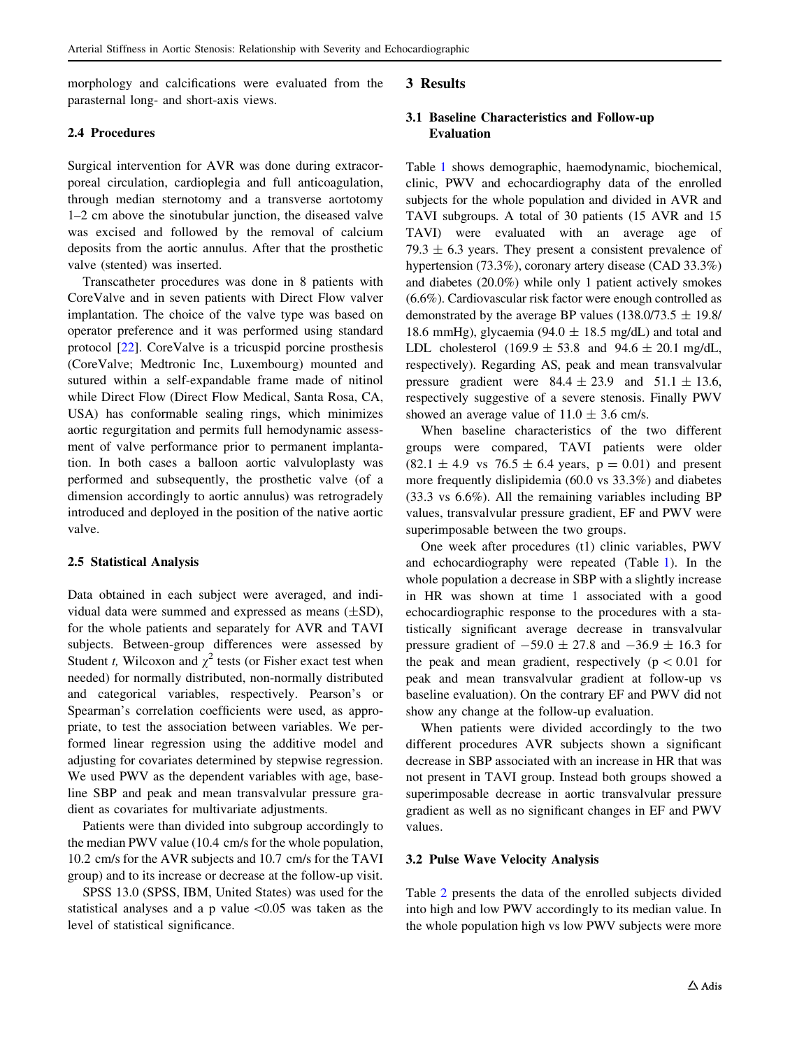morphology and calcifications were evaluated from the parasternal long- and short-axis views.

### 2.4 Procedures

Surgical intervention for AVR was done during extracorporeal circulation, cardioplegia and full anticoagulation, through median sternotomy and a transverse aortotomy 1–2 cm above the sinotubular junction, the diseased valve was excised and followed by the removal of calcium deposits from the aortic annulus. After that the prosthetic valve (stented) was inserted.

Transcatheter procedures was done in 8 patients with CoreValve and in seven patients with Direct Flow valver implantation. The choice of the valve type was based on operator preference and it was performed using standard protocol [22]. CoreValve is a tricuspid porcine prosthesis (CoreValve; Medtronic Inc, Luxembourg) mounted and sutured within a self-expandable frame made of nitinol while Direct Flow (Direct Flow Medical, Santa Rosa, CA, USA) has conformable sealing rings, which minimizes aortic regurgitation and permits full hemodynamic assessment of valve performance prior to permanent implantation. In both cases a balloon aortic valvuloplasty was performed and subsequently, the prosthetic valve (of a dimension accordingly to aortic annulus) was retrogradely introduced and deployed in the position of the native aortic valve.

### 2.5 Statistical Analysis

Data obtained in each subject were averaged, and individual data were summed and expressed as means (±SD), for the whole patients and separately for AVR and TAVI subjects. Between-group differences were assessed by Student *t*, Wilcoxon and $\chi^2$ tests (or Fisher exact test when needed) for normally distributed, non-normally distributed and categorical variables, respectively. Pearson's or Spearman's correlation coefficients were used, as appropriate, to test the association between variables. We performed linear regression using the additive model and adjusting for covariates determined by stepwise regression. We used PWV as the dependent variables with age, baseline SBP and peak and mean transvalvular pressure gradient as covariates for multivariate adjustments.

Patients were than divided into subgroup accordingly to the median PWV value (10.4 cm/s for the whole population, 10.2 cm/s for the AVR subjects and 10.7 cm/s for the TAVI group) and to its increase or decrease at the follow-up visit.

SPSS 13.0 (SPSS, IBM, United States) was used for the statistical analyses and a p value <0.05 was taken as the level of statistical significance.

## 3 Results

### 3.1 Baseline Characteristics and Follow-up Evaluation

Table 1 shows demographic, haemodynamic, biochemical, clinic, PWV and echocardiography data of the enrolled subjects for the whole population and divided in AVR and TAVI subgroups. A total of 30 patients (15 AVR and 15 TAVI) were evaluated with an average age of 79.3 ± 6.3 years. They present a consistent prevalence of hypertension (73.3%), coronary artery disease (CAD 33.3%) and diabetes (20.0%) while only 1 patient actively smokes (6.6%). Cardiovascular risk factor were enough controlled as demonstrated by the average BP values (138.0/73.5 ± 19.8/18.6 mmHg), glycaemia (94.0 ± 18.5 mg/dL) and total and LDL cholesterol (169.9 ± 53.8 and 94.6 ± 20.1 mg/dL, respectively). Regarding AS, peak and mean transvalvular pressure gradient were 84.4 ± 23.9 and 51.1 ± 13.6, respectively suggestive of a severe stenosis. Finally PWV showed an average value of 11.0 ± 3.6 cm/s.

When baseline characteristics of the two different groups were compared, TAVI patients were older (82.1 ± 4.9 vs 76.5 ± 6.4 years, p = 0.01) and present more frequently dislipidemia (60.0 vs 33.3%) and diabetes (33.3 vs 6.6%). All the remaining variables including BP values, transvalvular pressure gradient, EF and PWV were superimposable between the two groups.

One week after procedures (t1) clinic variables, PWV and echocardiography were repeated (Table 1). In the whole population a decrease in SBP with a slightly increase in HR was shown at time 1 associated with a good echocardiographic response to the procedures with a statistically significant average decrease in transvalvular pressure gradient of −59.0 ± 27.8 and −36.9 ± 16.3 for the peak and mean gradient, respectively ($p < 0.01$ for peak and mean transvalvular gradient at follow-up vs baseline evaluation). On the contrary EF and PWV did not show any change at the follow-up evaluation.

When patients were divided accordingly to the two different procedures AVR subjects shown a significant decrease in SBP associated with an increase in HR that was not present in TAVI group. Instead both groups showed a superimposable decrease in aortic transvalvular pressure gradient as well as no significant changes in EF and PWV values.

### 3.2 Pulse Wave Velocity Analysis

Table 2 presents the data of the enrolled subjects divided into high and low PWV accordingly to its median value. In the whole population high vs low PWV subjects were more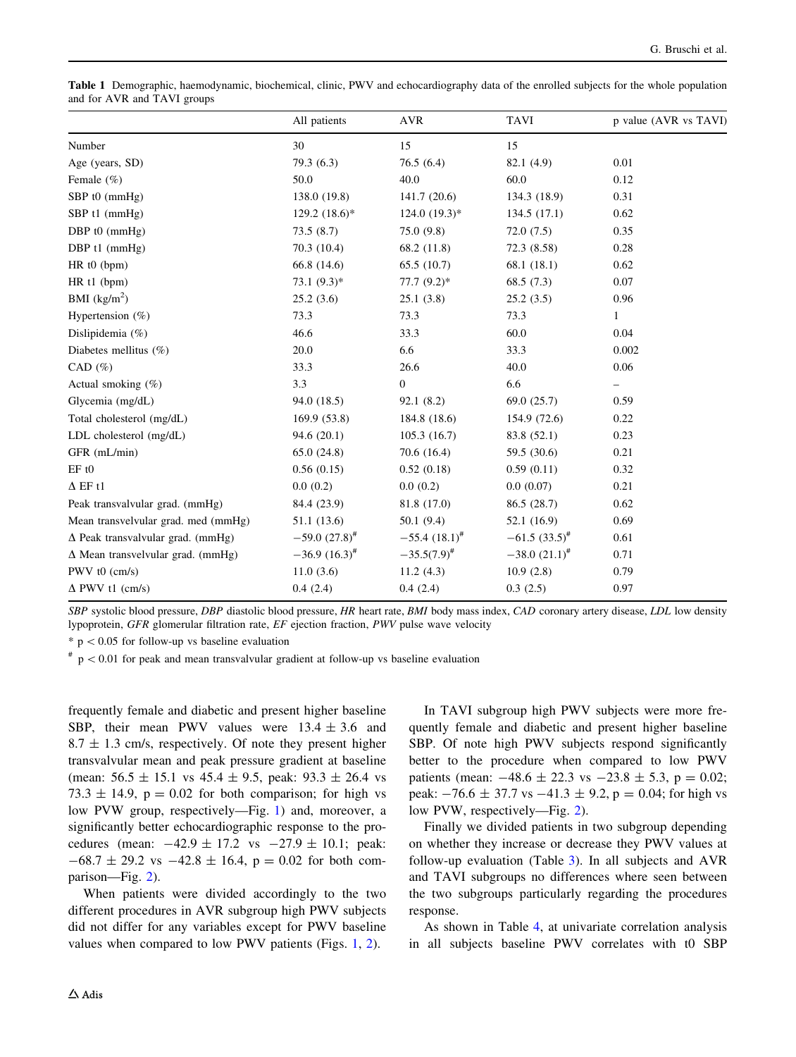**Table 1** Demographic, haemodynamic, biochemical, clinic, PWV and echocardiography data of the enrolled subjects for the whole population and for AVR and TAVI groups

| | All patients | AVR | TAVI | p value (AVR vs TAVI) |
|---|---|---|---|---|
| Number | 30 | 15 | 15 | |
| Age (years, SD) | 79.3 (6.3) | 76.5 (6.4) | 82.1 (4.9) | 0.01 |
| Female (%) | 50.0 | 40.0 | 60.0 | 0.12 |
| SBP t0 (mmHg) | 138.0 (19.8) | 141.7 (20.6) | 134.3 (18.9) | 0.31 |
| SBP t1 (mmHg) | 129.2 (18.6)* | 124.0 (19.3)* | 134.5 (17.1) | 0.62 |
| DBP t0 (mmHg) | 73.5 (8.7) | 75.0 (9.8) | 72.0 (7.5) | 0.35 |
| DBP t1 (mmHg) | 70.3 (10.4) | 68.2 (11.8) | 72.3 (8.58) | 0.28 |
| HR t0 (bpm) | 66.8 (14.6) | 65.5 (10.7) | 68.1 (18.1) | 0.62 |
| HR t1 (bpm) | 73.1 (9.3)* | 77.7 (9.2)* | 68.5 (7.3) | 0.07 |
| BMI (kg/m$^2$) | 25.2 (3.6) | 25.1 (3.8) | 25.2 (3.5) | 0.96 |
| Hypertension (%) | 73.3 | 73.3 | 73.3 | 1 |
| Dislipidemia (%) | 46.6 | 33.3 | 60.0 | 0.04 |
| Diabetes mellitus (%) | 20.0 | 6.6 | 33.3 | 0.002 |
| CAD (%) | 33.3 | 26.6 | 40.0 | 0.06 |
| Actual smoking (%) | 3.3 | 0 | 6.6 | – |
| Glycemia (mg/dL) | 94.0 (18.5) | 92.1 (8.2) | 69.0 (25.7) | 0.59 |
| Total cholesterol (mg/dL) | 169.9 (53.8) | 184.8 (18.6) | 154.9 (72.6) | 0.22 |
| LDL cholesterol (mg/dL) | 94.6 (20.1) | 105.3 (16.7) | 83.8 (52.1) | 0.23 |
| GFR (mL/min) | 65.0 (24.8) | 70.6 (16.4) | 59.5 (30.6) | 0.21 |
| EF t0 | 0.56 (0.15) | 0.52 (0.18) | 0.59 (0.11) | 0.32 |
| Δ EF t1 | 0.0 (0.2) | 0.0 (0.2) | 0.0 (0.07) | 0.21 |
| Peak transvalvular grad. (mmHg) | 84.4 (23.9) | 81.8 (17.0) | 86.5 (28.7) | 0.62 |
| Mean transvelvular grad. med (mmHg) | 51.1 (13.6) | 50.1 (9.4) | 52.1 (16.9) | 0.69 |
| Δ Peak transvalvular grad. (mmHg) | −59.0 (27.8)# | −55.4 (18.1)# | −61.5 (33.5)# | 0.61 |
| Δ Mean transvelvular grad. (mmHg) | −36.9 (16.3)# | −35.5(7.9)# | −38.0 (21.1)# | 0.71 |
| PWV t0 (cm/s) | 11.0 (3.6) | 11.2 (4.3) | 10.9 (2.8) | 0.79 |
| Δ PWV t1 (cm/s) | 0.4 (2.4) | 0.4 (2.4) | 0.3 (2.5) | 0.97 |

*SBP* systolic blood pressure, *DBP* diastolic blood pressure, *HR* heart rate, *BMI* body mass index, *CAD* coronary artery disease, *LDL* low density lypoprotein, *GFR* glomerular filtration rate, *EF* ejection fraction, *PWV* pulse wave velocity

* $p < 0.05$ for follow-up vs baseline evaluation

# $p < 0.01$ for peak and mean transvalvular gradient at follow-up vs baseline evaluation

frequently female and diabetic and present higher baseline SBP, their mean PWV values were $13.4 \pm 3.6$ and $8.7 \pm 1.3$ cm/s, respectively. Of note they present higher transvalvular mean and peak pressure gradient at baseline (mean: $56.5 \pm 15.1$ vs $45.4 \pm 9.5$, peak: $93.3 \pm 26.4$ vs $73.3 \pm 14.9$, $p = 0.02$ for both comparison; for high vs low PVW group, respectively—Fig. 1) and, moreover, a significantly better echocardiographic response to the procedures (mean: $-42.9 \pm 17.2$ vs $-27.9 \pm 10.1$; peak: $-68.7 \pm 29.2$ vs $-42.8 \pm 16.4$, $p = 0.02$ for both comparison—Fig. 2).

When patients were divided accordingly to the two different procedures in AVR subgroup high PWV subjects did not differ for any variables except for PWV baseline values when compared to low PWV patients (Figs. 1, 2).

In TAVI subgroup high PWV subjects were more frequently female and diabetic and present higher baseline SBP. Of note high PWV subjects respond significantly better to the procedure when compared to low PWV patients (mean: $-48.6 \pm 22.3$ vs $-23.8 \pm 5.3$, $p = 0.02$; peak: $-76.6 \pm 37.7$ vs $-41.3 \pm 9.2$, $p = 0.04$; for high vs low PVW, respectively—Fig. 2).

Finally we divided patients in two subgroup depending on whether they increase or decrease they PWV values at follow-up evaluation (Table 3). In all subjects and AVR and TAVI subgroups no differences where seen between the two subgroups particularly regarding the procedures response.

As shown in Table 4, at univariate correlation analysis in all subjects baseline PWV correlates with t0 SBP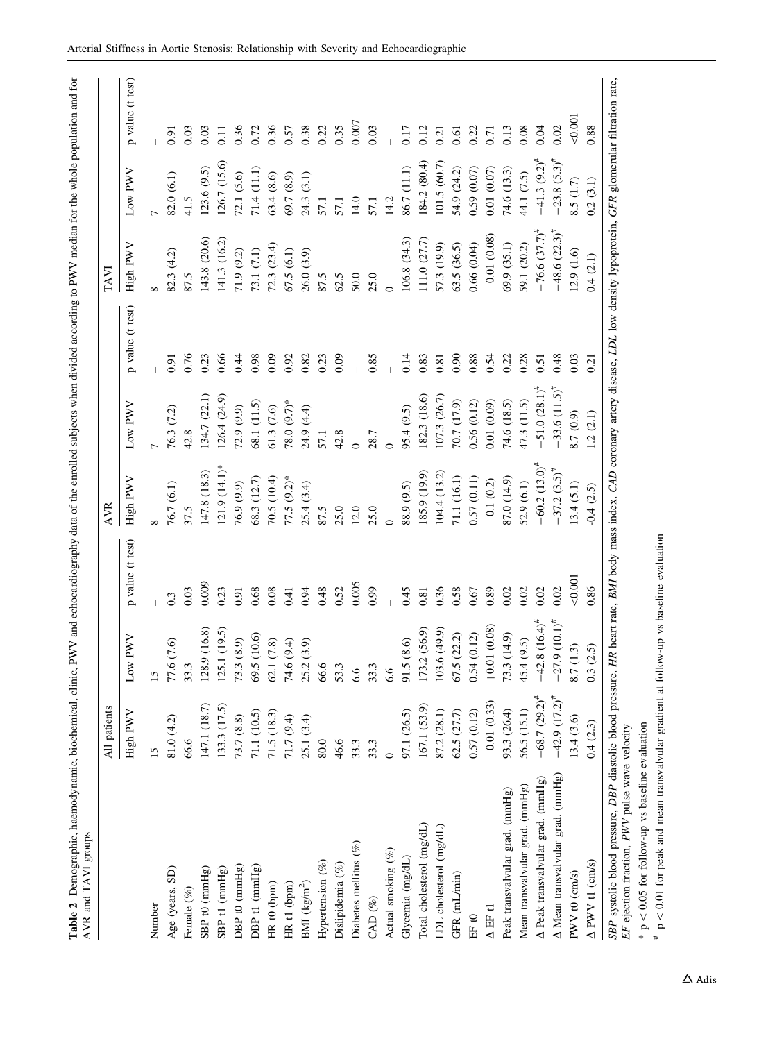**Table 2** Demographic, haemodynamic, biochemical, clinic, PWV and echocardiography data of the enrolled subjects when divided according to PWV median for the whole population and for AVR and TAVI groups

| | All patients | | | AVR | | | TAVI | | |
|---|---|---|---|---|---|---|---|---|---|
| | High PWV | Low PWV | p value (t test) | High PWV | Low PWV | p value (t test) | High PWV | Low PWV | p value (t test) |
| Number | 15 | 15 | – | 8 | 7 | – | 8 | 7 | – |
| Age (years, SD) | 81.0 (4.2) | 77.6 (7.6) | 0.3 | 76.7 (6.1) | 76.3 (7.2) | 0.91 | 82.3 (4.2) | 82.0 (6.1) | 0.91 |
| Female (%) | 66.6 | 33.3 | 0.03 | 37.5 | 42.8 | 0.76 | 87.5 | 41.5 | 0.03 |
| SBP t0 (mmHg) | 147.1 (18.7) | 128.9 (16.8) | 0.009 | 147.8 (18.3) | 134.7 (22.1) | 0.23 | 143.8 (20.6) | 123.6 (9.5) | 0.03 |
| SBP t1 (mmHg) | 133.3 (17.5) | 125.1 (19.5) | 0.23 | 121.9 (14.1)* | 126.4 (24.9) | 0.66 | 141.3 (16.2) | 126.7 (15.6) | 0.11 |
| DBP t0 (mmHg) | 73.7 (8.8) | 73.3 (8.9) | 0.91 | 76.9 (9.9) | 72.9 (9.9) | 0.44 | 71.9 (9.2) | 72.1 (5.6) | 0.36 |
| DBP t1 (mmHg) | 71.1 (10.5) | 69.5 (10.6) | 0.68 | 68.3 (12.7) | 68.1 (11.5) | 0.98 | 73.1 (7.1) | 71.4 (11.1) | 0.72 |
| HR t0 (bpm) | 71.5 (18.3) | 62.1 (7.8) | 0.08 | 70.5 (10.4) | 61.3 (7.6) | 0.09 | 72.3 (23.4) | 63.4 (8.6) | 0.36 |
| HR t1 (bpm) | 71.7 (9.4) | 74.6 (9.4) | 0.41 | 77.5 (9.2)* | 78.0 (9.7)* | 0.92 | 67.5 (6.1) | 69.7 (8.9) | 0.57 |
| BMI ($kg/m^2$) | 25.1 (3.4) | 25.2 (3.9) | 0.94 | 25.4 (3.4) | 24.9 (4.4) | 0.82 | 26.0 (3.9) | 24.3 (3.1) | 0.38 |
| Hypertension (%) | 80.0 | 66.6 | 0.48 | 87.5 | 57.1 | 0.23 | 87.5 | 57.1 | 0.22 |
| Dislipidemia (%) | 46.6 | 53.3 | 0.52 | 25.0 | 42.8 | 0.09 | 62.5 | 57.1 | 0.35 |
| Diabetes mellitus (%) | 33.3 | 6.6 | 0.005 | 12.0 | 0 | – | 50.0 | 14.0 | 0.007 |
| CAD (%) | 33.3 | 33.3 | 0.99 | 25.0 | 28.7 | 0.85 | 25.0 | 57.1 | 0.03 |
| Actual smoking (%) | 0 | 6.6 | – | 0 | 0 | – | 0 | 14.2 | – |
| Glycemia (mg/dL) | 97.1 (26.5) | 91.5 (8.6) | 0.45 | 88.9 (9.5) | 95.4 (9.5) | 0.14 | 106.8 (34.3) | 86.7 (11.1) | 0.17 |
| Total cholesterol (mg/dL) | 167.1 (53.9) | 173.2 (56.9) | 0.81 | 185.9 (19.9) | 182.3 (18.6) | 0.83 | 111.0 (27.7) | 184.2 (80.4) | 0.12 |
| LDL cholesterol (mg/dL) | 87.2 (28.1) | 103.6 (49.9) | 0.36 | 104.4 (13.2) | 107.3 (26.7) | 0.81 | 57.3 (19.9) | 101.5 (60.7) | 0.21 |
| GFR (mL/min) | 62.5 (27.7) | 67.5 (22.2) | 0.58 | 71.1 (16.1) | 70.7 (17.9) | 0.90 | 63.5 (36.5) | 54.9 (24.2) | 0.61 |
| EF t0 | 0.57 (0.12) | 0.54 (0.12) | 0.67 | 0.57 (0.11) | 0.56 (0.12) | 0.88 | 0.66 (0.04) | 0.59 (0.07) | 0.22 |
| Δ EF t1 | −0.01 (0.33) | +0.01 (0.08) | 0.89 | −0.1 (0.2) | 0.01 (0.09) | 0.54 | −0.01 (0.08) | 0.01 (0.07) | 0.71 |
| Peak transvalvular grad. (mmHg) | 93.3 (26.4) | 73.3 (14.9) | 0.02 | 87.0 (14.9) | 74.6 (18.5) | 0.22 | 69.9 (35.1) | 74.6 (13.3) | 0.13 |
| Mean transvalvular grad. (mmHg) | 56.5 (15.1) | 45.4 (9.5) | 0.02 | 52.9 (6.1) | 47.3 (11.5) | 0.28 | 59.1 (20.2) | 44.1 (7.5) | 0.08 |
| Δ Peak transvalvular grad. (mmHg) | −68.7 (29.2)# | −42.8 (16.4)# | 0.02 | −60.2 (13.0)# | −51.0 (28.1)# | 0.51 | −76.6 (37.7)# | −41.3 (9.2)# | 0.04 |
| Δ Mean transvalvular grad. (mmHg) | −42.9 (17.2)# | −27.9 (10.1)# | 0.02 | −37.2 (3.5)# | −33.6 (11.5)# | 0.48 | −48.6 (22.3)# | −23.8 (5.3)# | 0.02 |
| PWV t0 (cm/s) | 13.4 (3.6) | 8.7 (1.3) | <0.001 | 13.4 (5.1) | 8.7 (0.9) | 0.03 | 12.9 (1.6) | 8.5 (1.7) | <0.001 |
| Δ PWV t1 (cm/s) | 0.4 (2.3) | 0.3 (2.5) | 0.86 | -0.4 (2.5) | 1.2 (2.1) | 0.21 | 0.4 (2.1) | 0.2 (3.1) | 0.88 |

*SBP* systolic blood pressure, *DBP* diastolic blood pressure, *HR* heart rate, *BMI* body mass index, *CAD* coronary artery disease, *LDL* low density lypoprotein, *GFR* glomerular filtration rate, *EF* ejection fraction, *PWV* pulse wave velocity

\* $p < 0.05$ for follow-up vs baseline evaluation

\# $p < 0.01$ for peak and mean transvalvular gradient at follow-up vs baseline evaluation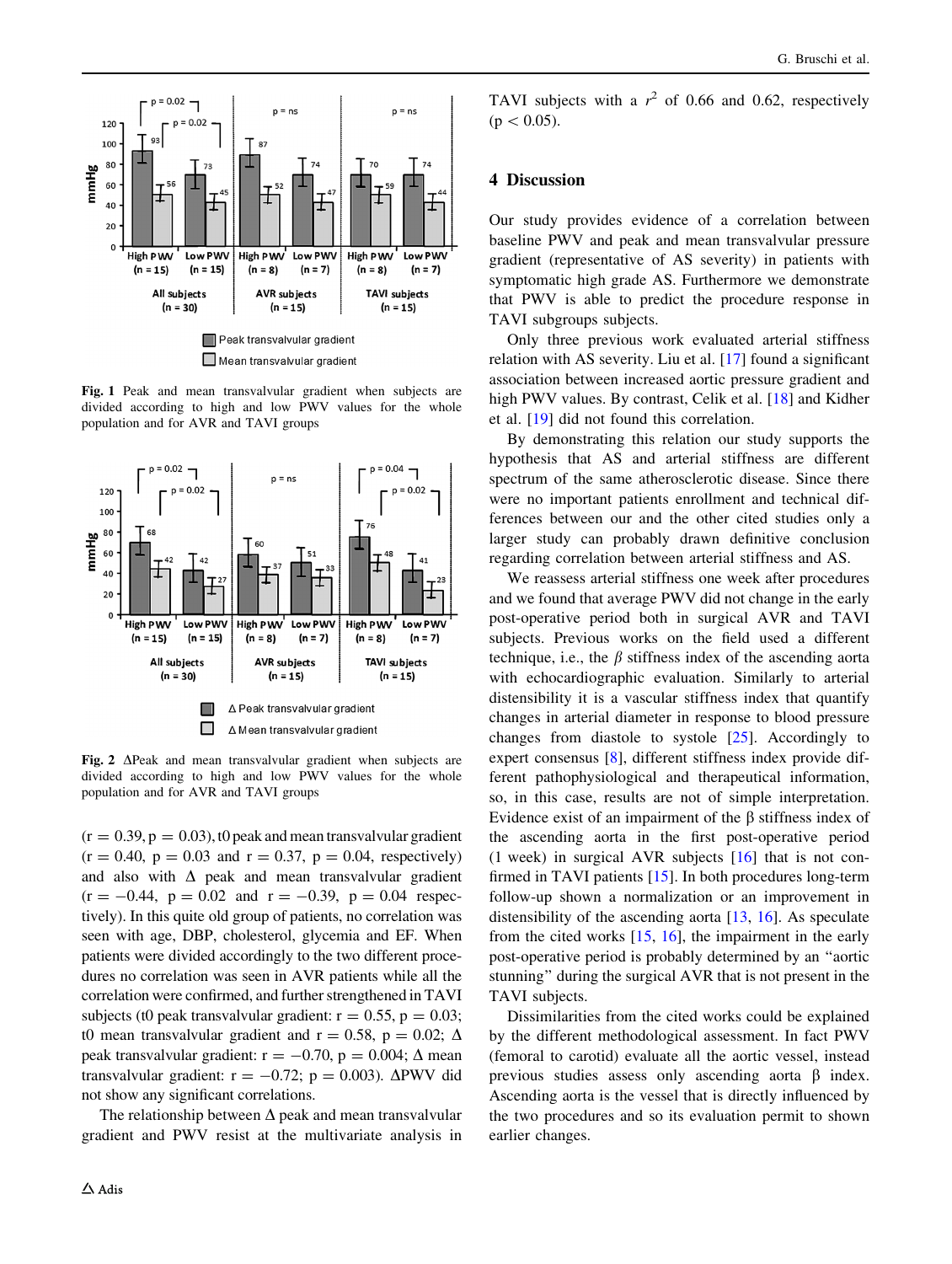Fig. 1 Peak and mean transvalvular gradient when subjects are divided according to high and low PWV values for the whole population and for AVR and TAVI groups

Fig. 2 ΔPeak and mean transvalvular gradient when subjects are divided according to high and low PWV values for the whole population and for AVR and TAVI groups

($r = 0.39$, $p = 0.03$), t0 peak and mean transvalvular gradient ($r = 0.40$, $p = 0.03$ and $r = 0.37$, $p = 0.04$, respectively) and also with Δ peak and mean transvalvular gradient ($r = -0.44$, $p = 0.02$ and $r = -0.39$, $p = 0.04$ respectively). In this quite old group of patients, no correlation was seen with age, DBP, cholesterol, glycemia and EF. When patients were divided accordingly to the two different procedures no correlation was seen in AVR patients while all the correlation were confirmed, and further strengthened in TAVI subjects (t0 peak transvalvular gradient: $r = 0.55$, $p = 0.03$; t0 mean transvalvular gradient and $r = 0.58$, $p = 0.02$; Δ peak transvalvular gradient: $r = -0.70$, $p = 0.004$; Δ mean transvalvular gradient: $r = -0.72$; $p = 0.003$). ΔPWV did not show any significant correlations.

The relationship between Δ peak and mean transvalvular gradient and PWV resist at the multivariate analysis in TAVI subjects with a $r^2$ of 0.66 and 0.62, respectively ($p < 0.05$).

## 4 Discussion

Our study provides evidence of a correlation between baseline PWV and peak and mean transvalvular pressure gradient (representative of AS severity) in patients with symptomatic high grade AS. Furthermore we demonstrate that PWV is able to predict the procedure response in TAVI subgroups subjects.

Only three previous work evaluated arterial stiffness relation with AS severity. Liu et al. [17] found a significant association between increased aortic pressure gradient and high PWV values. By contrast, Celik et al. [18] and Kidher et al. [19] did not found this correlation.

By demonstrating this relation our study supports the hypothesis that AS and arterial stiffness are different spectrum of the same atherosclerotic disease. Since there were no important patients enrollment and technical differences between our and the other cited studies only a larger study can probably drawn definitive conclusion regarding correlation between arterial stiffness and AS.

We reassess arterial stiffness one week after procedures and we found that average PWV did not change in the early post-operative period both in surgical AVR and TAVI subjects. Previous works on the field used a different technique, i.e., the $\beta$ stiffness index of the ascending aorta with echocardiographic evaluation. Similarly to arterial distensibility it is a vascular stiffness index that quantify changes in arterial diameter in response to blood pressure changes from diastole to systole [25]. Accordingly to expert consensus [8], different stiffness index provide different pathophysiological and therapeutical information, so, in this case, results are not of simple interpretation. Evidence exist of an impairment of the β stiffness index of the ascending aorta in the first post-operative period (1 week) in surgical AVR subjects [16] that is not confirmed in TAVI patients [15]. In both procedures long-term follow-up shown a normalization or an improvement in distensibility of the ascending aorta [13, 16]. As speculate from the cited works [15, 16], the impairment in the early post-operative period is probably determined by an "aortic stunning" during the surgical AVR that is not present in the TAVI subjects.

Dissimilarities from the cited works could be explained by the different methodological assessment. In fact PWV (femoral to carotid) evaluate all the aortic vessel, instead previous studies assess only ascending aorta β index. Ascending aorta is the vessel that is directly influenced by the two procedures and so its evaluation permit to shown earlier changes.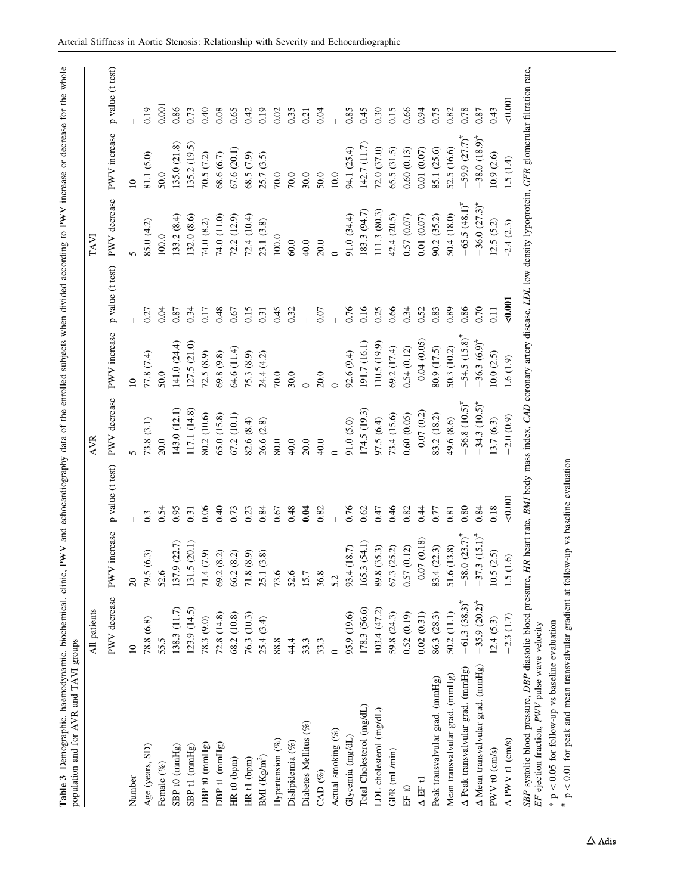**Table 3** Demographic, haemodynamic, biochemical, clinic, PWV and echocardiography data of the enrolled subjects when divided according to PWV increase or decrease for the whole population and for AVR and TAVI groups

| | All patients | | | AVR | | | TAVI | | |
|---|---|---|---|---|---|---|---|---|---|
| | PWV decrease | PWV increase | p value (t test) | PWV decrease | PWV increase | p value (t test) | PWV decrease | PWV increase | p value (t test) |
| Number | 10 | 20 | – | 5 | 10 | – | 5 | 10 | – |
| Age (years, SD) | 78.8 (6.8) | 79.5 (6.3) | 0.3 | 73.8 (3.1) | 77.8 (7.4) | 0.27 | 85.0 (4.2) | 81.1 (5.0) | 0.19 |
| Female (%) | 55.5 | 52.6 | 0.54 | 20.0 | 50.0 | 0.04 | 100.0 | 50.0 | 0.001 |
| SBP t0 (mmHg) | 138.3 (11.7) | 137.9 (22.7) | 0.95 | 143.0 (12.1) | 141.0 (24.4) | 0.87 | 133.2 (8.4) | 135.0 (21.8) | 0.86 |
| SBP t1 (mmHg) | 123.9 (14.5) | 131.5 (20.1) | 0.31 | 117.1 (14.8) | 127.5 (21.0) | 0.34 | 132.0 (8.6) | 135.2 (19.5) | 0.73 |
| DBP t0 (mmHg) | 78.3 (9.0) | 71.4 (7.9) | 0.06 | 80.2 (10.6) | 72.5 (8.9) | 0.17 | 74.0 (8.2) | 70.5 (7.2) | 0.40 |
| DBP t1 (mmHg) | 72.8 (14.8) | 69.2 (8.2) | 0.40 | 65.0 (15.8) | 69.8 (9.8) | 0.48 | 74.0 (11.0) | 68.6 (6.7) | 0.08 |
| HR t0 (bpm) | 68.2 (10.8) | 66.2 (8.2) | 0.73 | 67.2 (10.1) | 64.6 (11.4) | 0.67 | 72.2 (12.9) | 67.6 (20.1) | 0.65 |
| HR t1 (bpm) | 76.3 (10.3) | 71.8 (8.9) | 0.23 | 82.6 (8.4) | 75.3 (8.9) | 0.15 | 72.4 (10.4) | 68.5 (7.9) | 0.42 |
| BMI (Kg/m$^2$) | 25.4 (3.4) | 25.1 (3.8) | 0.84 | 26.6 (2.8) | 24.4 (4.2) | 0.31 | 23.1 (3.8) | 25.7 (3.5) | 0.19 |
| Hypertension (%) | 88.8 | 73.6 | 0.67 | 80.0 | 70.0 | 0.45 | 100.0 | 70.0 | 0.02 |
| Dislipidemia (%) | 44.4 | 52.6 | 0.48 | 40.0 | 30.0 | 0.32 | 60.0 | 70.0 | 0.35 |
| Diabetes Mellitus (%) | 33.3 | 15.7 | **0.04** | 20.0 | 0 | – | 40.0 | 30.0 | 0.21 |
| CAD (%) | 33.3 | 36.8 | 0.82 | 40.0 | 20.0 | 0.07 | 20.0 | 50.0 | 0.04 |
| Actual smoking (%) | 0 | 5.2 | – | 0 | 0 | – | 0 | 10.0 | – |
| Glycemia (mg/dL) | 95.9 (19.6) | 93.4 (18.7) | 0.76 | 91.0 (5.0) | 92.6 (9.4) | 0.76 | 91.0 (34.4) | 94.1 (25.4) | 0.85 |
| Total Cholesterol (mg/dL) | 178.3 (56.6) | 165.3 (54.1) | 0.62 | 174.5 (19.3) | 191.7 (16.1) | 0.16 | 183.3 (94.7) | 142.7 (11.7) | 0.45 |
| LDL cholesterol (mg/dL) | 103.4 (47.2) | 89.8 (35.3) | 0.47 | 97.5 (6.4) | 110.5 (19.9) | 0.25 | 111.3 (80.3) | 72.0 (37.0) | 0.30 |
| GFR (mL/min) | 59.8 (24.3) | 67.3 (25.2) | 0.46 | 73.4 (15.6) | 69.2 (17.4) | 0.66 | 42.4 (20.5) | 65.5 (31.5) | 0.15 |
| EF t0 | 0.52 (0.19) | 0.57 (0.12) | 0.82 | 0.60 (0.05) | 0.54 (0.12) | 0.34 | 0.57 (0.07) | 0.60 (0.13) | 0.66 |
| Δ EF t1 | 0.02 (0.31) | −0.07 (0.18) | 0.44 | −0.07 (0.2) | −0.04 (0.05) | 0.52 | 0.01 (0.07) | 0.01 (0.07) | 0.94 |
| Peak transvalvular grad. (mmHg) | 86.3 (28.3) | 83.4 (22.3) | 0.77 | 83.2 (18.2) | 80.9 (17.5) | 0.83 | 90.2 (35.2) | 85.1 (25.6) | 0.75 |
| Mean transvalvular grad. (mmHg) | 50.2 (11.1) | 51.6 (13.8) | 0.81 | 49.6 (8.6) | 50.3 (10.2) | 0.89 | 50.4 (18.0) | 52.5 (16.6) | 0.82 |
| Δ Peak transvalvular grad. (mmHg) | −61.3 (38.3)# | −58.0 (23.7)# | 0.80 | −56.8 (10.5)# | −54.5 (15.8)# | 0.86 | −65.5 (48.1)# | −59.9 (27.7)# | 0.78 |
| Δ Mean transvalvular grad. (mmHg) | −35.9 (20.2)# | −37.3 (15.1)# | 0.84 | −34.3 (10.5)# | −36.3 (6.9)# | 0.70 | −36.0 (27.3)# | −38.0 (18.9)# | 0.87 |
| PWV t0 (cm/s) | 12.4 (5.3) | 10.5 (2.5) | 0.18 | 13.7 (6.3) | 10.0 (2.5) | 0.11 | 12.5 (5.2) | 10.9 (2.6) | 0.43 |
| Δ PWV t1 (cm/s) | −2.3 (1.7) | 1.5 (1.6) | <0.001 | −2.0 (0.9) | 1.6 (1.9) | **<0.001** | -2.4 (2.3) | 1.5 (1.4) | <0.001 |

*SBP* systolic blood pressure, *DBP* diastolic blood pressure, *HR* heart rate, *BMI* body mass index, *CAD* coronary artery disease, *LDL* low density lypoprotein, *GFR* glomerular filtration rate, *EF* ejection fraction, *PWV* pulse wave velocity

* $p < 0.05$ for follow-up vs baseline evaluation

# $p < 0.01$ for peak and mean transvalvular gradient at follow-up vs baseline evaluation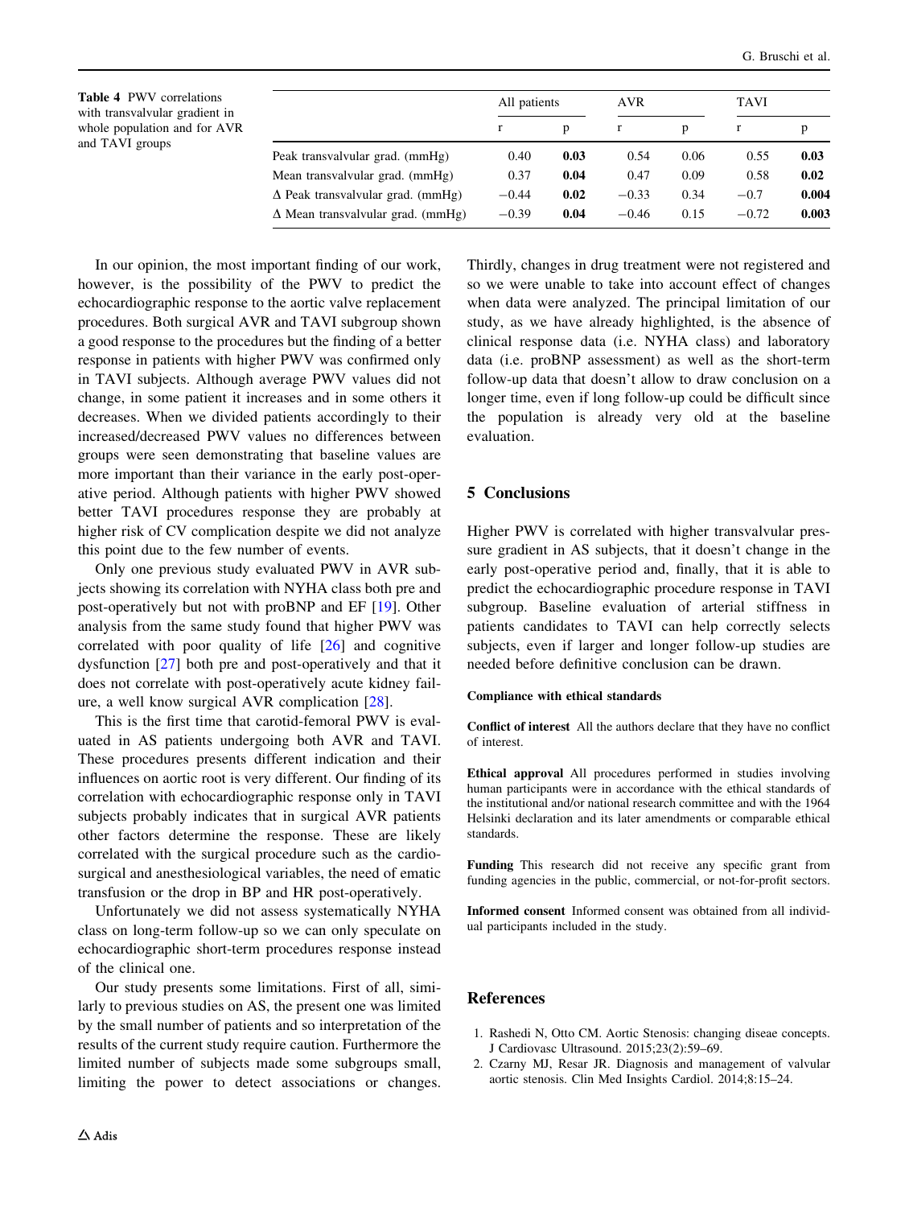**Table 4** PWV correlations with transvalvular gradient in whole population and for AVR and TAVI groups

| | All patients | | AVR | | TAVI | |
|---|---|---|---|---|---|---|
| | r | p | r | p | r | p |
| Peak transvalvular grad. (mmHg) | 0.40 | **0.03** | 0.54 | 0.06 | 0.55 | **0.03** |
| Mean transvalvular grad. (mmHg) | 0.37 | **0.04** | 0.47 | 0.09 | 0.58 | **0.02** |
| Δ Peak transvalvular grad. (mmHg) | −0.44 | **0.02** | −0.33 | 0.34 | −0.7 | **0.004** |
| Δ Mean transvalvular grad. (mmHg) | −0.39 | **0.04** | −0.46 | 0.15 | −0.72 | **0.003** |

In our opinion, the most important finding of our work, however, is the possibility of the PWV to predict the echocardiographic response to the aortic valve replacement procedures. Both surgical AVR and TAVI subgroup shown a good response to the procedures but the finding of a better response in patients with higher PWV was confirmed only in TAVI subjects. Although average PWV values did not change, in some patient it increases and in some others it decreases. When we divided patients accordingly to their increased/decreased PWV values no differences between groups were seen demonstrating that baseline values are more important than their variance in the early post-operative period. Although patients with higher PWV showed better TAVI procedures response they are probably at higher risk of CV complication despite we did not analyze this point due to the few number of events.

Only one previous study evaluated PWV in AVR subjects showing its correlation with NYHA class both pre and post-operatively but not with proBNP and EF [19]. Other analysis from the same study found that higher PWV was correlated with poor quality of life [26] and cognitive dysfunction [27] both pre and post-operatively and that it does not correlate with post-operatively acute kidney failure, a well know surgical AVR complication [28].

This is the first time that carotid-femoral PWV is evaluated in AS patients undergoing both AVR and TAVI. These procedures presents different indication and their influences on aortic root is very different. Our finding of its correlation with echocardiographic response only in TAVI subjects probably indicates that in surgical AVR patients other factors determine the response. These are likely correlated with the surgical procedure such as the cardiosurgical and anesthesiological variables, the need of ematic transfusion or the drop in BP and HR post-operatively.

Unfortunately we did not assess systematically NYHA class on long-term follow-up so we can only speculate on echocardiographic short-term procedures response instead of the clinical one.

Our study presents some limitations. First of all, similarly to previous studies on AS, the present one was limited by the small number of patients and so interpretation of the results of the current study require caution. Furthermore the limited number of subjects made some subgroups small, limiting the power to detect associations or changes. Thirdly, changes in drug treatment were not registered and so we were unable to take into account effect of changes when data were analyzed. The principal limitation of our study, as we have already highlighted, is the absence of clinical response data (i.e. NYHA class) and laboratory data (i.e. proBNP assessment) as well as the short-term follow-up data that doesn't allow to draw conclusion on a longer time, even if long follow-up could be difficult since the population is already very old at the baseline evaluation.

## 5 Conclusions

Higher PWV is correlated with higher transvalvular pressure gradient in AS subjects, that it doesn't change in the early post-operative period and, finally, that it is able to predict the echocardiographic procedure response in TAVI subgroup. Baseline evaluation of arterial stiffness in patients candidates to TAVI can help correctly selects subjects, even if larger and longer follow-up studies are needed before definitive conclusion can be drawn.

#### Compliance with ethical standards

**Conflict of interest** All the authors declare that they have no conflict of interest.

**Ethical approval** All procedures performed in studies involving human participants were in accordance with the ethical standards of the institutional and/or national research committee and with the 1964 Helsinki declaration and its later amendments or comparable ethical standards.

**Funding** This research did not receive any specific grant from funding agencies in the public, commercial, or not-for-profit sectors.

**Informed consent** Informed consent was obtained from all individual participants included in the study.

## References

1. Rashedi N, Otto CM. Aortic Stenosis: changing diseae concepts. J Cardiovasc Ultrasound. 2015;23(2):59–69.
2. Czarny MJ, Resar JR. Diagnosis and management of valvular aortic stenosis. Clin Med Insights Cardiol. 2014;8:15–24.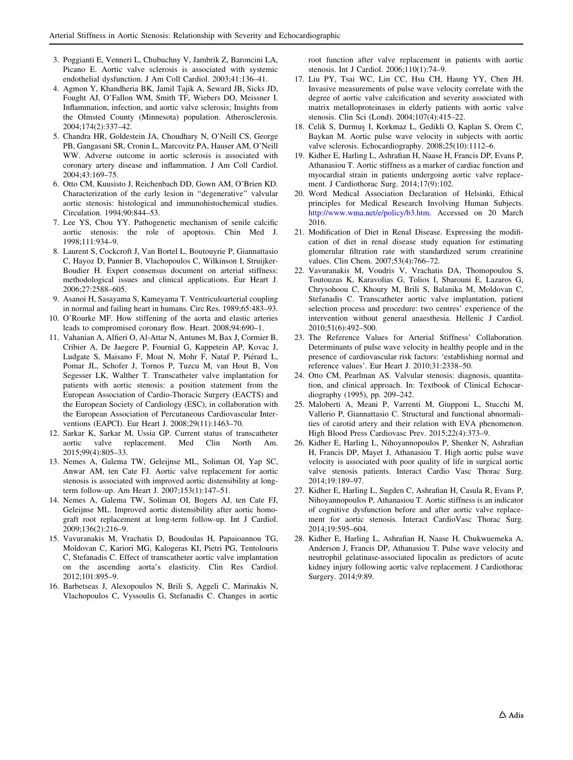3. Poggianti E, Venneri L, Chubuchny V, Jambrik Z, Baroncini LA, Picano E. Aortic valve sclerosis is associated with systemic endothelial dysfunction. J Am Coll Cardiol. 2003;41:136–41.
4. Agmon Y, Khandheria BK, Jamil Tajik A, Seward JB, Sicks JD, Fought AJ, O'Fallon WM, Smith TF, Wiebers DO, Meissner I. Inflammation, infection, and aortic valve sclerosis; Insights from the Olmsted County (Minnesota) population. Atherosclerosis. 2004;174(2):337–42.
5. Chandra HR, Goldestein JA, Choudhary N, O'Neill CS, George PB, Gangasani SR, Cronin L, Marcovitz PA, Hauser AM, O'Neill WW. Adverse outcome in aortic sclerosis is associated with coronary artery disease and inflammation. J Am Coll Cardiol. 2004;43:169–75.
6. Otto CM, Kuusisto J, Reichenbach DD, Gown AM, O'Brien KD. Characterization of the early lesion in "degenerative" valvular aortic stenosis: histological and immunohistochemical studies. Circulation. 1994;90:844–53.
7. Lee YS, Chou YY. Pathogenetic mechanism of senile calcific aortic stenosis: the role of apoptosis. Chin Med J. 1998;111:934–9.
8. Laurent S, Cockcroft J, Van Bortel L, Boutouyrie P, Giannattasio C, Hayoz D, Pannier B, Vlachopoulos C, Wilkinson I, Struijker-Boudier H. Expert consensus document on arterial stiffness: methodological issues and clinical applications. Eur Heart J. 2006;27:2588–605.
9. Asanoi H, Sasayama S, Kameyama T. Ventriculoarterial coupling in normal and failing heart in humans. Circ Res. 1989;65:483–93.
10. O'Rourke MF. How stiffening of the aorta and elastic arteries leads to compromised coronary flow. Heart. 2008;94:690–1.
11. Vahanian A, Alfieri O, Al-Attar N, Antunes M, Bax J, Cormier B, Cribier A, De Jaegere P, Fournial G, Kappetein AP, Kovac J, Ludgate S, Maisano F, Moat N, Mohr F, Nataf P, Piérard L, Pomar JL, Schofer J, Tornos P, Tuzcu M, van Hout B, Von Segesser LK, Walther T. Transcatheter valve implantation for patients with aortic stenosis: a position statement from the European Association of Cardio-Thoracic Surgery (EACTS) and the European Society of Cardiology (ESC), in collaboration with the European Association of Percutaneous Cardiovascular Interventions (EAPCI). Eur Heart J. 2008;29(11):1463–70.
12. Sarkar K, Sarkar M, Ussia GP. Current status of transcatheter aortic valve replacement. Med Clin North Am. 2015;99(4):805–33.
13. Nemes A, Galema TW, Geleijnse ML, Soliman OI, Yap SC, Anwar AM, ten Cate FJ. Aortic valve replacement for aortic stenosis is associated with improved aortic distensibility at long-term follow-up. Am Heart J. 2007;153(1):147–51.
14. Nemes A, Galema TW, Soliman OI, Bogers AJ, ten Cate FJ, Geleijnse ML. Improved aortic distensibility after aortic homograft root replacement at long-term follow-up. Int J Cardiol. 2009;136(2):216–9.
15. Vavuranakis M, Vrachatis D, Boudoulas H, Papaioannou TG, Moldovan C, Kariori MG, Kalogeras KI, Pietri PG, Tentolouris C, Stefanadis C. Effect of transcatheter aortic valve implantation on the ascending aorta's elasticity. Clin Res Cardiol. 2012;101:895–9.
16. Barbetseas J, Alexopoulos N, Brili S, Aggeli C, Marinakis N, Vlachopoulos C, Vyssoulis G, Stefanadis C. Changes in aortic root function after valve replacement in patients with aortic stenosis. Int J Cardiol. 2006;110(1):74–9.
17. Liu PY, Tsai WC, Lin CC, Hsu CH, Haung YY, Chen JH. Invasive measurements of pulse wave velocity correlate with the degree of aortic valve calcification and severity associated with matrix metalloproteinases in elderly patients with aortic valve stenosis. Clin Sci (Lond). 2004;107(4):415–22.
18. Celik S, Durmuş I, Korkmaz L, Gedikli O, Kaplan S, Orem C, Baykan M. Aortic pulse wave velocity in subjects with aortic valve sclerosis. Echocardiography. 2008;25(10):1112–6.
19. Kidher E, Harling L, Ashrafian H, Naase H, Francis DP, Evans P, Athanasiou T. Aortic stiffness as a marker of cardiac function and myocardial strain in patients undergoing aortic valve replacement. J Cardiothorac Surg. 2014;17(9):102.
20. Word Medical Association Declaration of Helsinki, Ethical principles for Medical Research Involving Human Subjects. http://www.wma.net/e/policy/b3.htm. Accessed on 20 March 2016.
21. Modification of Diet in Renal Disease. Expressing the modification of diet in renal disease study equation for estimating glomerular filtration rate with standardized serum creatinine values. Clin Chem. 2007;53(4):766–72.
22. Vavuranakis M, Voudris V, Vrachatis DA, Thomopoulou S, Toutouzas K, Karavolias G, Tolios I, Sbarouni E, Lazaros G, Chrysohoou C, Khoury M, Brili S, Balanika M, Moldovan C, Stefanadis C. Transcatheter aortic valve implantation, patient selection process and procedure: two centres' experience of the intervention without general anaesthesia. Hellenic J Cardiol. 2010;51(6):492–500.
23. The Reference Values for Arterial Stiffness' Collaboration. Determinants of pulse wave velocity in healthy people and in the presence of cardiovascular risk factors: 'establishing normal and reference values'. Eur Heart J. 2010;31:2338–50.
24. Otto CM, Pearlman AS. Valvular stenosis: diagnosis, quantitation, and clinical approach. In: Textbook of Clinical Echocardiography (1995), pp. 209–242.
25. Maloberti A, Meani P, Varrenti M, Giupponi L, Stucchi M, Vallerio P, Giannattasio C. Structural and functional abnormalities of carotid artery and their relation with EVA phenomenon. High Blood Press Cardiovasc Prev. 2015;22(4):373–9.
26. Kidher E, Harling L, Nihoyannopoulos P, Shenker N, Ashrafian H, Francis DP, Mayet J, Athanasiou T. High aortic pulse wave velocity is associated with poor quality of life in surgical aortic valve stenosis patients. Interact Cardio Vasc Thorac Surg. 2014;19:189–97.
27. Kidher E, Harling L, Sugden C, Ashrafian H, Casula R, Evans P, Nihoyannopoulos P, Athanasiou T. Aortic stiffness is an indicator of cognitive dysfunction before and after aortic valve replacement for aortic stenosis. Interact CardioVasc Thorac Surg. 2014;19:595–604.
28. Kidher E, Harling L, Ashrafian H, Naase H, Chukwuemeka A, Anderson J, Francis DP, Athanasiou T. Pulse wave velocity and neutrophil gelatinase-associated lipocalin as predictors of acute kidney injury following aortic valve replacement. J Cardiothorac Surgery. 2014;9:89.